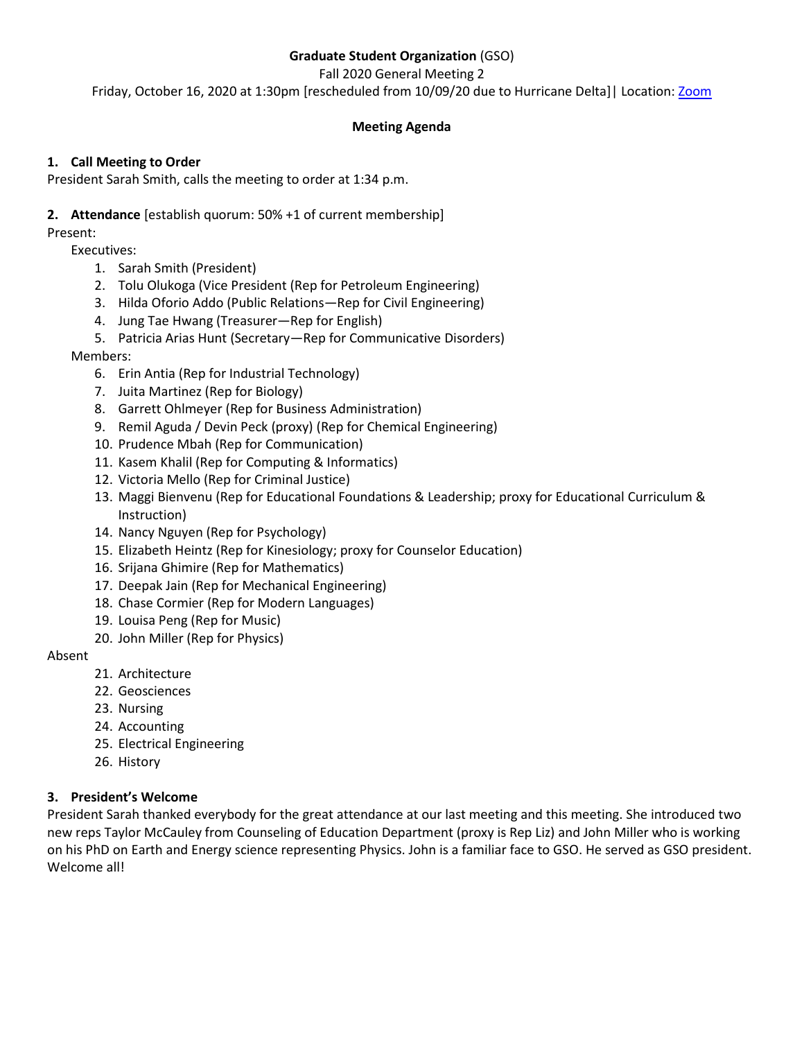**Graduate Student Organization** (GSO)

Fall 2020 General Meeting 2

Friday, October 16, 2020 at 1:30pm [rescheduled from 10/09/20 due to Hurricane Delta]| Location: Zoom

**Meeting Agenda**

**1. Call Meeting to Order**

President Sarah Smith, calls the meeting to order at 1:34 p.m.

**2. Attendance** [establish quorum: 50% +1 of current membership]

Present:

Executives:

1. Sarah Smith (President)
2. Tolu Olukoga (Vice President (Rep for Petroleum Engineering)
3. Hilda Oforio Addo (Public Relations—Rep for Civil Engineering)
4. Jung Tae Hwang (Treasurer—Rep for English)
5. Patricia Arias Hunt (Secretary—Rep for Communicative Disorders)

Members:

6. Erin Antia (Rep for Industrial Technology)
7. Juita Martinez (Rep for Biology)
8. Garrett Ohlmeyer (Rep for Business Administration)
9. Remil Aguda / Devin Peck (proxy) (Rep for Chemical Engineering)
10. Prudence Mbah (Rep for Communication)
11. Kasem Khalil (Rep for Computing & Informatics)
12. Victoria Mello (Rep for Criminal Justice)
13. Maggi Bienvenu (Rep for Educational Foundations & Leadership; proxy for Educational Curriculum & Instruction)
14. Nancy Nguyen (Rep for Psychology)
15. Elizabeth Heintz (Rep for Kinesiology; proxy for Counselor Education)
16. Srijana Ghimire (Rep for Mathematics)
17. Deepak Jain (Rep for Mechanical Engineering)
18. Chase Cormier (Rep for Modern Languages)
19. Louisa Peng (Rep for Music)
20. John Miller (Rep for Physics)

Absent

21. Architecture
22. Geosciences
23. Nursing
24. Accounting
25. Electrical Engineering
26. History

**3. President's Welcome**

President Sarah thanked everybody for the great attendance at our last meeting and this meeting. She introduced two new reps Taylor McCauley from Counseling of Education Department (proxy is Rep Liz) and John Miller who is working on his PhD on Earth and Energy science representing Physics. John is a familiar face to GSO. He served as GSO president. Welcome all!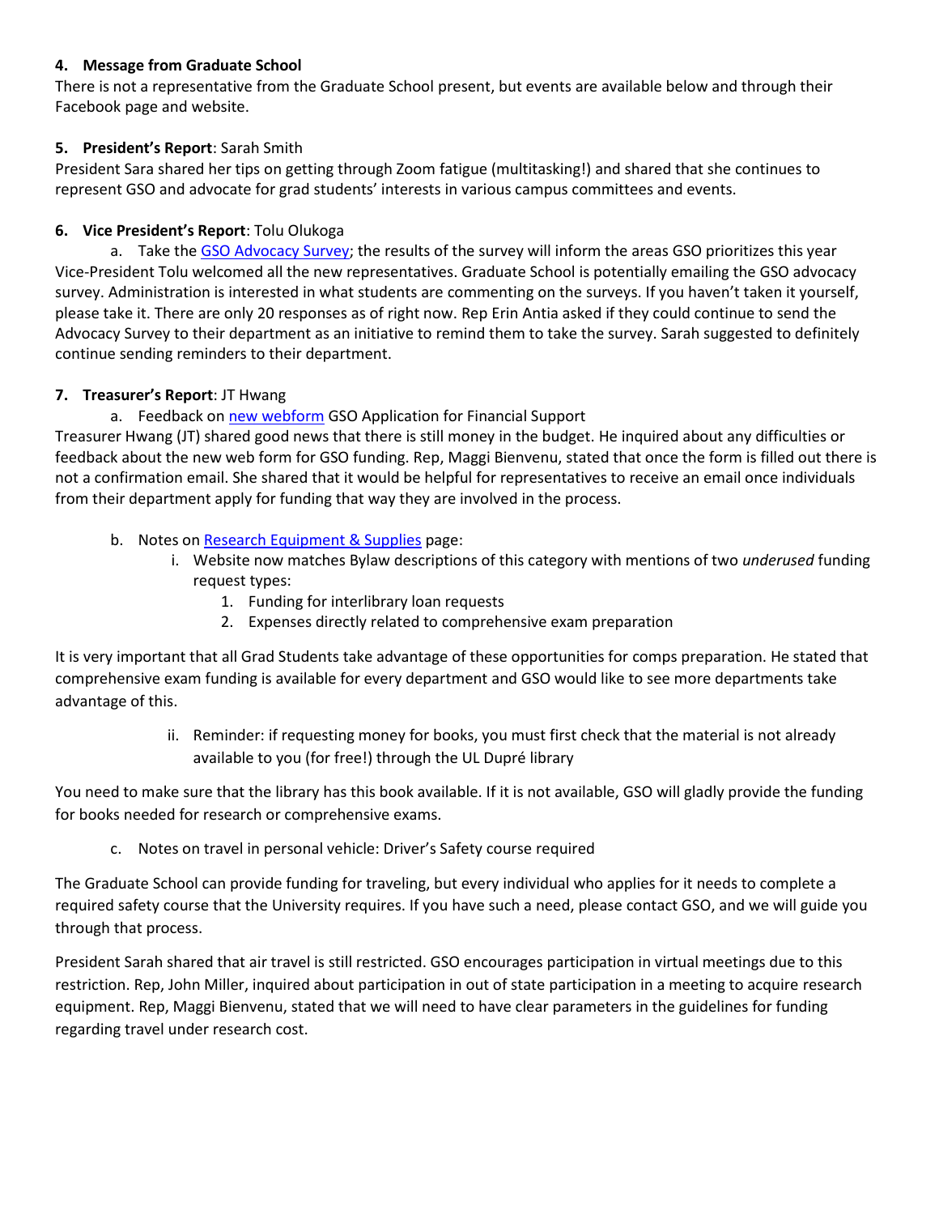**4. Message from Graduate School**

There is not a representative from the Graduate School present, but events are available below and through their Facebook page and website.

**5. President's Report**: Sarah Smith

President Sara shared her tips on getting through Zoom fatigue (multitasking!) and shared that she continues to represent GSO and advocate for grad students' interests in various campus committees and events.

**6. Vice President's Report**: Tolu Olukoga

a. Take the GSO Advocacy Survey; the results of the survey will inform the areas GSO prioritizes this year

Vice-President Tolu welcomed all the new representatives. Graduate School is potentially emailing the GSO advocacy survey. Administration is interested in what students are commenting on the surveys. If you haven't taken it yourself, please take it. There are only 20 responses as of right now. Rep Erin Antia asked if they could continue to send the Advocacy Survey to their department as an initiative to remind them to take the survey. Sarah suggested to definitely continue sending reminders to their department.

**7. Treasurer's Report**: JT Hwang

a. Feedback on new webform GSO Application for Financial Support

Treasurer Hwang (JT) shared good news that there is still money in the budget. He inquired about any difficulties or feedback about the new web form for GSO funding. Rep, Maggi Bienvenu, stated that once the form is filled out there is not a confirmation email. She shared that it would be helpful for representatives to receive an email once individuals from their department apply for funding that way they are involved in the process.

b. Notes on Research Equipment & Supplies page:

i. Website now matches Bylaw descriptions of this category with mentions of two *underused* funding request types:

1. Funding for interlibrary loan requests
2. Expenses directly related to comprehensive exam preparation

It is very important that all Grad Students take advantage of these opportunities for comps preparation. He stated that comprehensive exam funding is available for every department and GSO would like to see more departments take advantage of this.

ii. Reminder: if requesting money for books, you must first check that the material is not already available to you (for free!) through the UL Dupré library

You need to make sure that the library has this book available. If it is not available, GSO will gladly provide the funding for books needed for research or comprehensive exams.

c. Notes on travel in personal vehicle: Driver's Safety course required

The Graduate School can provide funding for traveling, but every individual who applies for it needs to complete a required safety course that the University requires. If you have such a need, please contact GSO, and we will guide you through that process.

President Sarah shared that air travel is still restricted. GSO encourages participation in virtual meetings due to this restriction. Rep, John Miller, inquired about participation in out of state participation in a meeting to acquire research equipment. Rep, Maggi Bienvenu, stated that we will need to have clear parameters in the guidelines for funding regarding travel under research cost.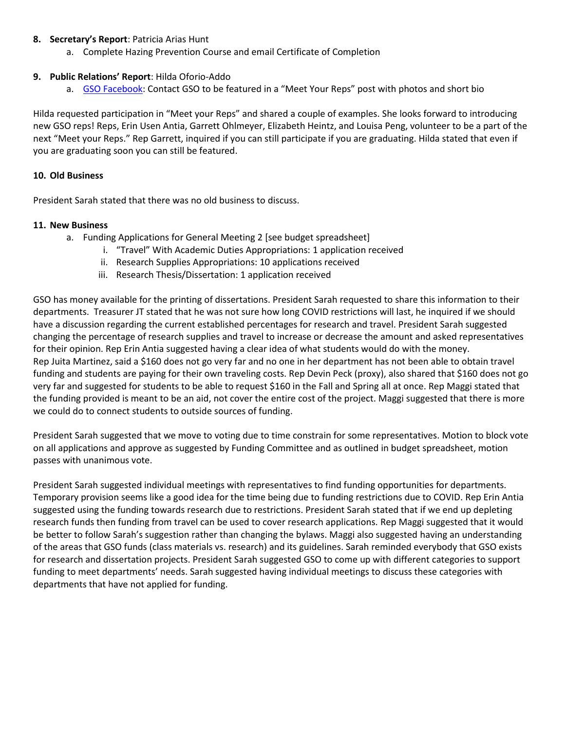8. **Secretary's Report**: Patricia Arias Hunt
    a. Complete Hazing Prevention Course and email Certificate of Completion

9. **Public Relations' Report**: Hilda Oforio-Addo
    a. [GSO Facebook](): Contact GSO to be featured in a "Meet Your Reps" post with photos and short bio

Hilda requested participation in "Meet your Reps" and shared a couple of examples. She looks forward to introducing new GSO reps! Reps, Erin Usen Antia, Garrett Ohlmeyer, Elizabeth Heintz, and Louisa Peng, volunteer to be a part of the next "Meet your Reps." Rep Garrett, inquired if you can still participate if you are graduating. Hilda stated that even if you are graduating soon you can still be featured.

10. **Old Business**

President Sarah stated that there was no old business to discuss.

11. **New Business**
    a. Funding Applications for General Meeting 2 [see budget spreadsheet]
        i. "Travel" With Academic Duties Appropriations: 1 application received
        ii. Research Supplies Appropriations: 10 applications received
        iii. Research Thesis/Dissertation: 1 application received

GSO has money available for the printing of dissertations. President Sarah requested to share this information to their departments. Treasurer JT stated that he was not sure how long COVID restrictions will last, he inquired if we should have a discussion regarding the current established percentages for research and travel. President Sarah suggested changing the percentage of research supplies and travel to increase or decrease the amount and asked representatives for their opinion. Rep Erin Antia suggested having a clear idea of what students would do with the money. Rep Juita Martinez, said a $160 does not go very far and no one in her department has not been able to obtain travel funding and students are paying for their own traveling costs. Rep Devin Peck (proxy), also shared that $160 does not go very far and suggested for students to be able to request $160 in the Fall and Spring all at once. Rep Maggi stated that the funding provided is meant to be an aid, not cover the entire cost of the project. Maggi suggested that there is more we could do to connect students to outside sources of funding.

President Sarah suggested that we move to voting due to time constrain for some representatives. Motion to block vote on all applications and approve as suggested by Funding Committee and as outlined in budget spreadsheet, motion passes with unanimous vote.

President Sarah suggested individual meetings with representatives to find funding opportunities for departments. Temporary provision seems like a good idea for the time being due to funding restrictions due to COVID. Rep Erin Antia suggested using the funding towards research due to restrictions. President Sarah stated that if we end up depleting research funds then funding from travel can be used to cover research applications. Rep Maggi suggested that it would be better to follow Sarah's suggestion rather than changing the bylaws. Maggi also suggested having an understanding of the areas that GSO funds (class materials vs. research) and its guidelines. Sarah reminded everybody that GSO exists for research and dissertation projects. President Sarah suggested GSO to come up with different categories to support funding to meet departments' needs. Sarah suggested having individual meetings to discuss these categories with departments that have not applied for funding.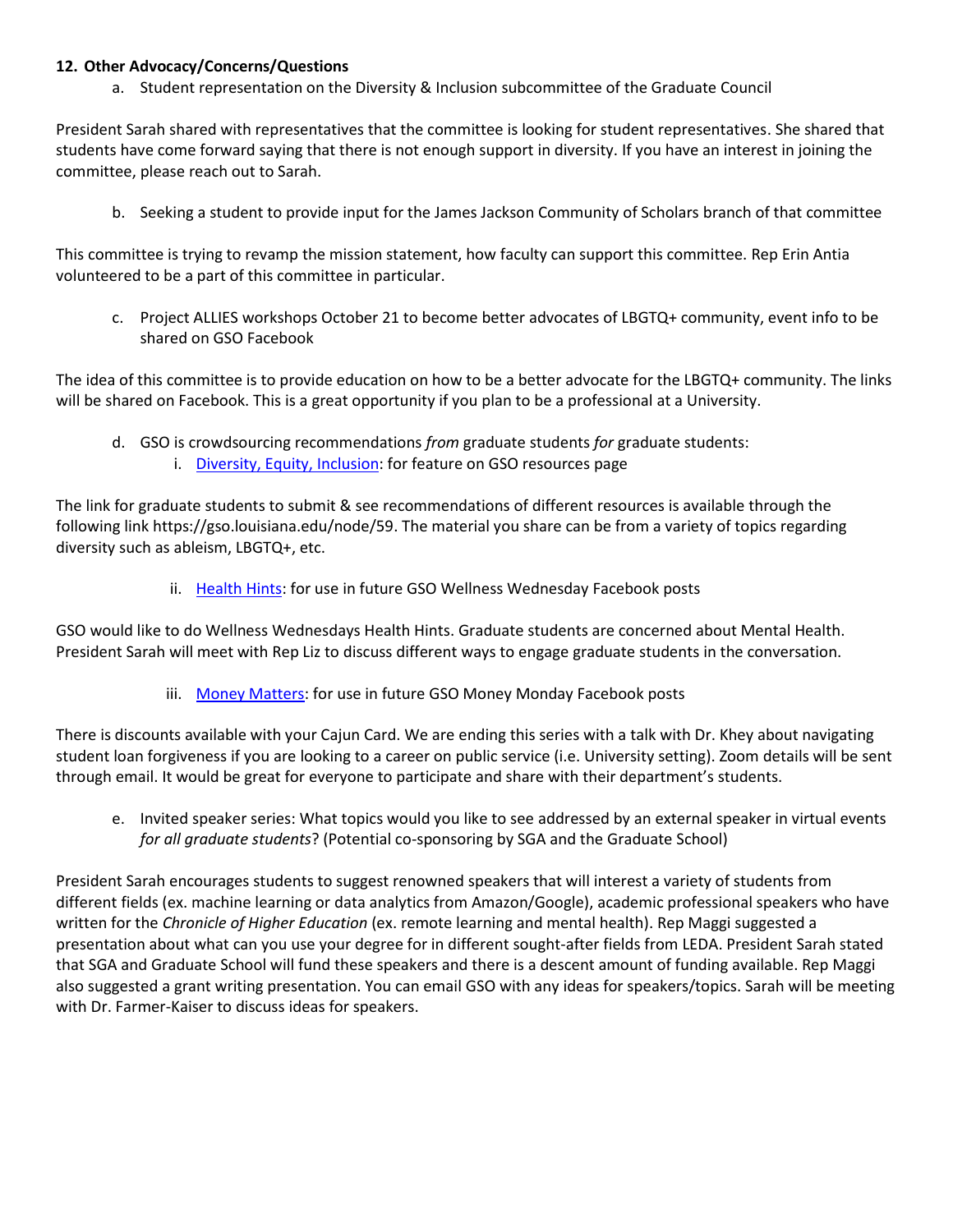**12. Other Advocacy/Concerns/Questions**

a. Student representation on the Diversity & Inclusion subcommittee of the Graduate Council

President Sarah shared with representatives that the committee is looking for student representatives. She shared that students have come forward saying that there is not enough support in diversity. If you have an interest in joining the committee, please reach out to Sarah.

b. Seeking a student to provide input for the James Jackson Community of Scholars branch of that committee

This committee is trying to revamp the mission statement, how faculty can support this committee. Rep Erin Antia volunteered to be a part of this committee in particular.

c. Project ALLIES workshops October 21 to become better advocates of LBGTQ+ community, event info to be shared on GSO Facebook

The idea of this committee is to provide education on how to be a better advocate for the LBGTQ+ community. The links will be shared on Facebook. This is a great opportunity if you plan to be a professional at a University.

d. GSO is crowdsourcing recommendations *from* graduate students *for* graduate students:

   i. Diversity, Equity, Inclusion: for feature on GSO resources page

The link for graduate students to submit & see recommendations of different resources is available through the following link https://gso.louisiana.edu/node/59. The material you share can be from a variety of topics regarding diversity such as ableism, LBGTQ+, etc.

   ii. Health Hints: for use in future GSO Wellness Wednesday Facebook posts

GSO would like to do Wellness Wednesdays Health Hints. Graduate students are concerned about Mental Health. President Sarah will meet with Rep Liz to discuss different ways to engage graduate students in the conversation.

   iii. Money Matters: for use in future GSO Money Monday Facebook posts

There is discounts available with your Cajun Card. We are ending this series with a talk with Dr. Khey about navigating student loan forgiveness if you are looking to a career on public service (i.e. University setting). Zoom details will be sent through email. It would be great for everyone to participate and share with their department's students.

e. Invited speaker series: What topics would you like to see addressed by an external speaker in virtual events *for all graduate students*? (Potential co-sponsoring by SGA and the Graduate School)

President Sarah encourages students to suggest renowned speakers that will interest a variety of students from different fields (ex. machine learning or data analytics from Amazon/Google), academic professional speakers who have written for the *Chronicle of Higher Education* (ex. remote learning and mental health). Rep Maggi suggested a presentation about what can you use your degree for in different sought-after fields from LEDA. President Sarah stated that SGA and Graduate School will fund these speakers and there is a descent amount of funding available. Rep Maggi also suggested a grant writing presentation. You can email GSO with any ideas for speakers/topics. Sarah will be meeting with Dr. Farmer-Kaiser to discuss ideas for speakers.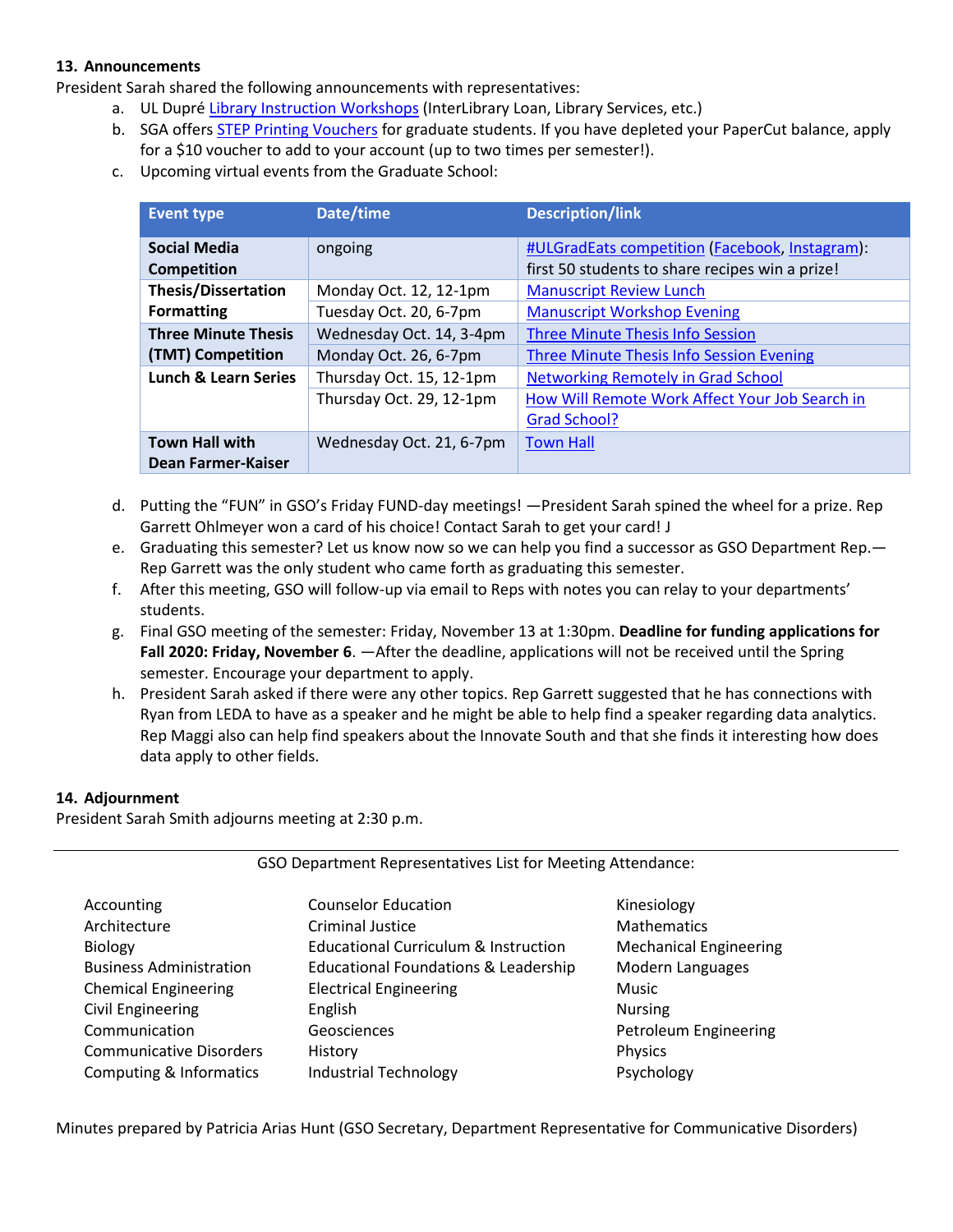**13. Announcements**

President Sarah shared the following announcements with representatives:

a. UL Dupré Library Instruction Workshops (InterLibrary Loan, Library Services, etc.)

b. SGA offers STEP Printing Vouchers for graduate students. If you have depleted your PaperCut balance, apply for a $10 voucher to add to your account (up to two times per semester!).

c. Upcoming virtual events from the Graduate School:

| Event type | Date/time | Description/link |
|---|---|---|
| **Social Media Competition** | ongoing | #ULGradEats competition (Facebook, Instagram): first 50 students to share recipes win a prize! |
| **Thesis/Dissertation Formatting** | Monday Oct. 12, 12-1pm | Manuscript Review Lunch |
| | Tuesday Oct. 20, 6-7pm | Manuscript Workshop Evening |
| **Three Minute Thesis (TMT) Competition** | Wednesday Oct. 14, 3-4pm | Three Minute Thesis Info Session |
| | Monday Oct. 26, 6-7pm | Three Minute Thesis Info Session Evening |
| **Lunch & Learn Series** | Thursday Oct. 15, 12-1pm | Networking Remotely in Grad School |
| | Thursday Oct. 29, 12-1pm | How Will Remote Work Affect Your Job Search in Grad School? |
| **Town Hall with Dean Farmer-Kaiser** | Wednesday Oct. 21, 6-7pm | Town Hall |

d. Putting the "FUN" in GSO's Friday FUND-day meetings! —President Sarah spined the wheel for a prize. Rep Garrett Ohlmeyer won a card of his choice! Contact Sarah to get your card! J

e. Graduating this semester? Let us know now so we can help you find a successor as GSO Department Rep.—Rep Garrett was the only student who came forth as graduating this semester.

f. After this meeting, GSO will follow-up via email to Reps with notes you can relay to your departments' students.

g. Final GSO meeting of the semester: Friday, November 13 at 1:30pm. **Deadline for funding applications for Fall 2020: Friday, November 6**. —After the deadline, applications will not be received until the Spring semester. Encourage your department to apply.

h. President Sarah asked if there were any other topics. Rep Garrett suggested that he has connections with Ryan from LEDA to have as a speaker and he might be able to help find a speaker regarding data analytics. Rep Maggi also can help find speakers about the Innovate South and that she finds it interesting how does data apply to other fields.

**14. Adjournment**

President Sarah Smith adjourns meeting at 2:30 p.m.

---

GSO Department Representatives List for Meeting Attendance:

Accounting
Architecture
Biology
Business Administration
Chemical Engineering
Civil Engineering
Communication
Communicative Disorders
Computing & Informatics
Counselor Education
Criminal Justice
Educational Curriculum & Instruction
Educational Foundations & Leadership
Electrical Engineering
English
Geosciences
History
Industrial Technology
Kinesiology
Mathematics
Mechanical Engineering
Modern Languages
Music
Nursing
Petroleum Engineering
Physics
Psychology

Minutes prepared by Patricia Arias Hunt (GSO Secretary, Department Representative for Communicative Disorders)